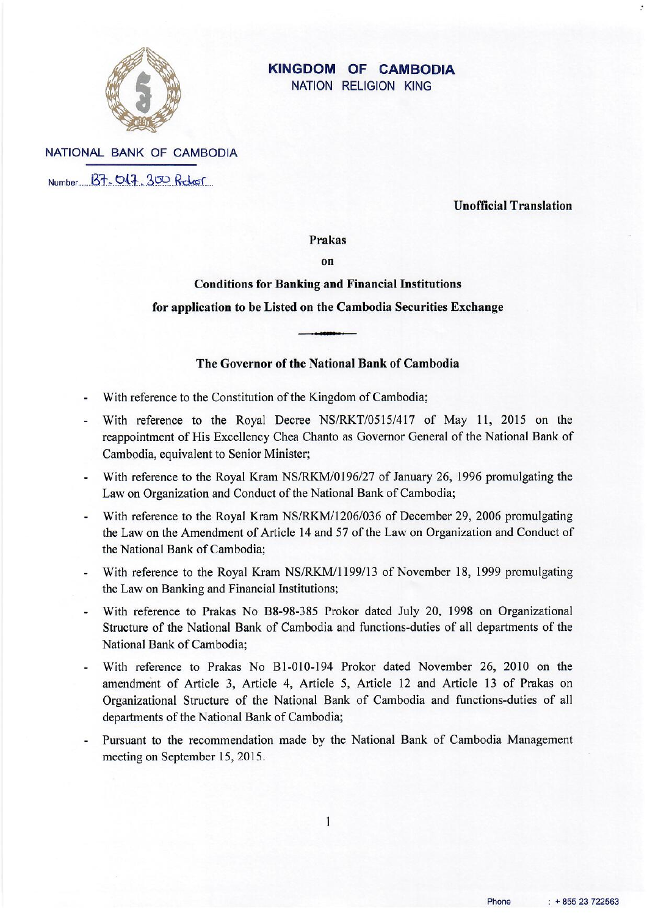**KINGDOM OF CAMBODIA**
NATION RELIGION KING

NATIONAL BANK OF CAMBODIA

Number B7-017-300 Prokor

**Unofficial Translation**

# Prakas

**on**

## Conditions for Banking and Financial Institutions for application to be Listed on the Cambodia Securities Exchange

### The Governor of the National Bank of Cambodia

- With reference to the Constitution of the Kingdom of Cambodia;
- With reference to the Royal Decree NS/RKT/0515/417 of May 11, 2015 on the reappointment of His Excellency Chea Chanto as Governor General of the National Bank of Cambodia, equivalent to Senior Minister;
- With reference to the Royal Kram NS/RKM/0196/27 of January 26, 1996 promulgating the Law on Organization and Conduct of the National Bank of Cambodia;
- With reference to the Royal Kram NS/RKM/1206/036 of December 29, 2006 promulgating the Law on the Amendment of Article 14 and 57 of the Law on Organization and Conduct of the National Bank of Cambodia;
- With reference to the Royal Kram NS/RKM/1199/13 of November 18, 1999 promulgating the Law on Banking and Financial Institutions;
- With reference to Prakas No B8-98-385 Prokor dated July 20, 1998 on Organizational Structure of the National Bank of Cambodia and functions-duties of all departments of the National Bank of Cambodia;
- With reference to Prakas No B1-010-194 Prokor dated November 26, 2010 on the amendment of Article 3, Article 4, Article 5, Article 12 and Article 13 of Prakas on Organizational Structure of the National Bank of Cambodia and functions-duties of all departments of the National Bank of Cambodia;
- Pursuant to the recommendation made by the National Bank of Cambodia Management meeting on September 15, 2015.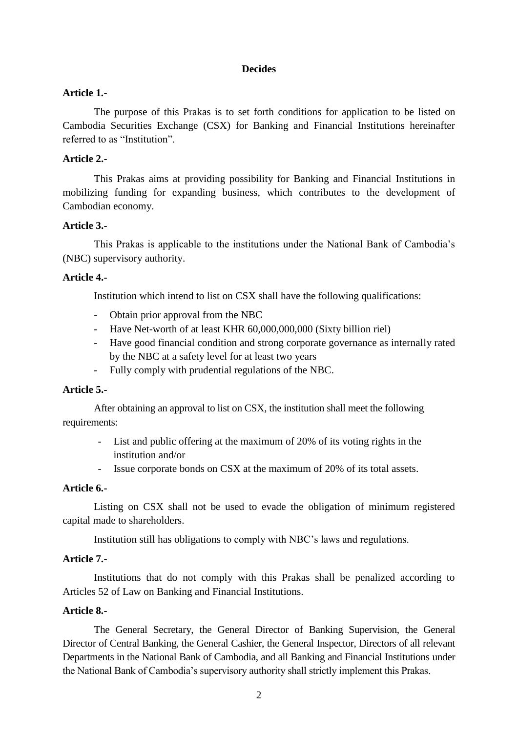**Decides**

**Article 1.-**

The purpose of this Prakas is to set forth conditions for application to be listed on Cambodia Securities Exchange (CSX) for Banking and Financial Institutions hereinafter referred to as "Institution".

**Article 2.-**

This Prakas aims at providing possibility for Banking and Financial Institutions in mobilizing funding for expanding business, which contributes to the development of Cambodian economy.

**Article 3.-**

This Prakas is applicable to the institutions under the National Bank of Cambodia's (NBC) supervisory authority.

**Article 4.-**

Institution which intend to list on CSX shall have the following qualifications:

- Obtain prior approval from the NBC
- Have Net-worth of at least KHR 60,000,000,000 (Sixty billion riel)
- Have good financial condition and strong corporate governance as internally rated by the NBC at a safety level for at least two years
- Fully comply with prudential regulations of the NBC.

**Article 5.-**

After obtaining an approval to list on CSX, the institution shall meet the following requirements:

- List and public offering at the maximum of 20% of its voting rights in the institution and/or
- Issue corporate bonds on CSX at the maximum of 20% of its total assets.

**Article 6.-**

Listing on CSX shall not be used to evade the obligation of minimum registered capital made to shareholders.

Institution still has obligations to comply with NBC's laws and regulations.

**Article 7.-**

Institutions that do not comply with this Prakas shall be penalized according to Articles 52 of Law on Banking and Financial Institutions.

**Article 8.-**

The General Secretary, the General Director of Banking Supervision, the General Director of Central Banking, the General Cashier, the General Inspector, Directors of all relevant Departments in the National Bank of Cambodia, and all Banking and Financial Institutions under the National Bank of Cambodia's supervisory authority shall strictly implement this Prakas.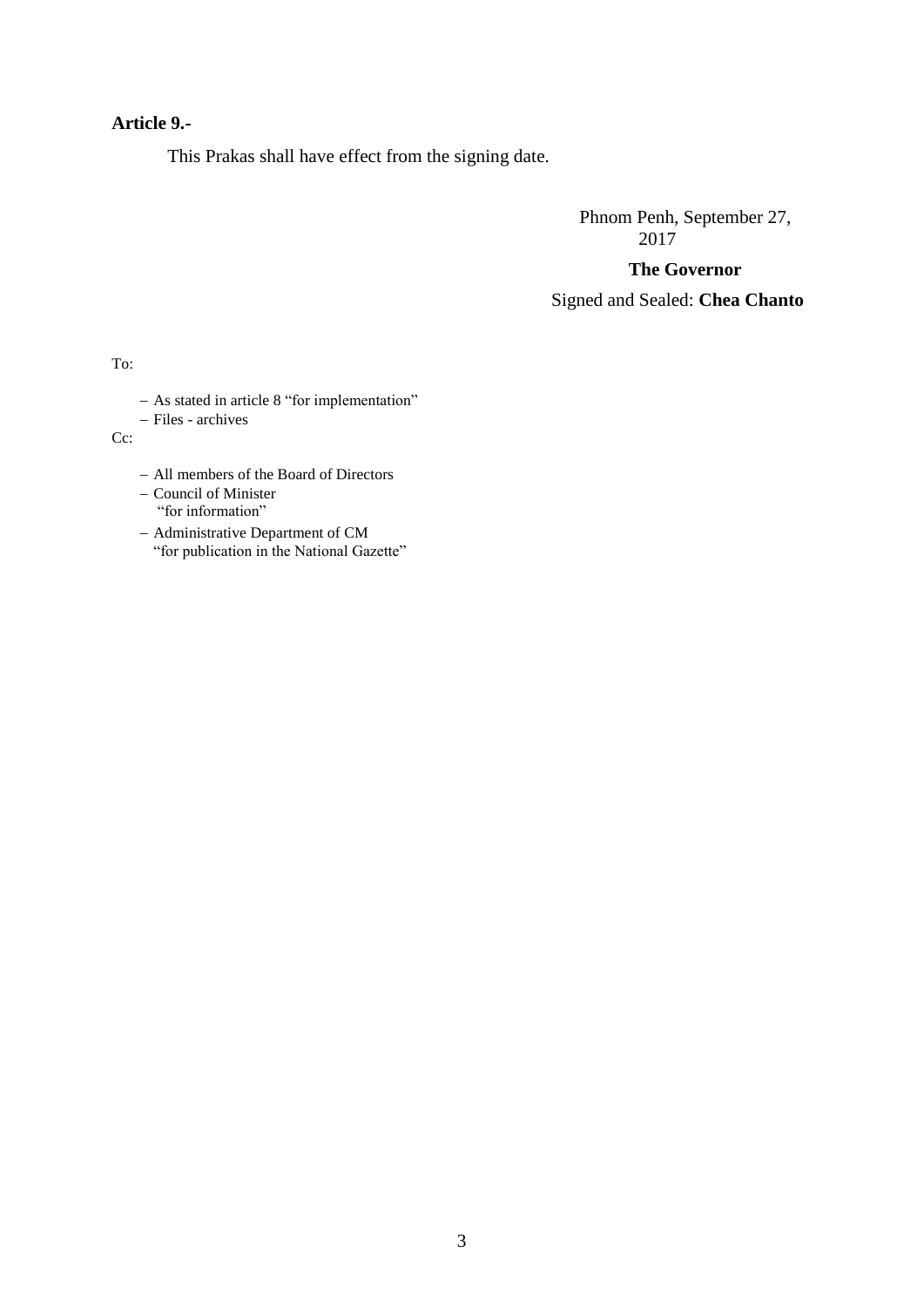**Article 9.-**

This Prakas shall have effect from the signing date.

Phnom Penh, September 27, 2017

**The Governor**

Signed and Sealed: **Chea Chanto**

To:

- As stated in article 8 “for implementation”
- Files - archives

Cc:

- All members of the Board of Directors
- Council of Minister
  “for information”
- Administrative Department of CM
  “for publication in the National Gazette”